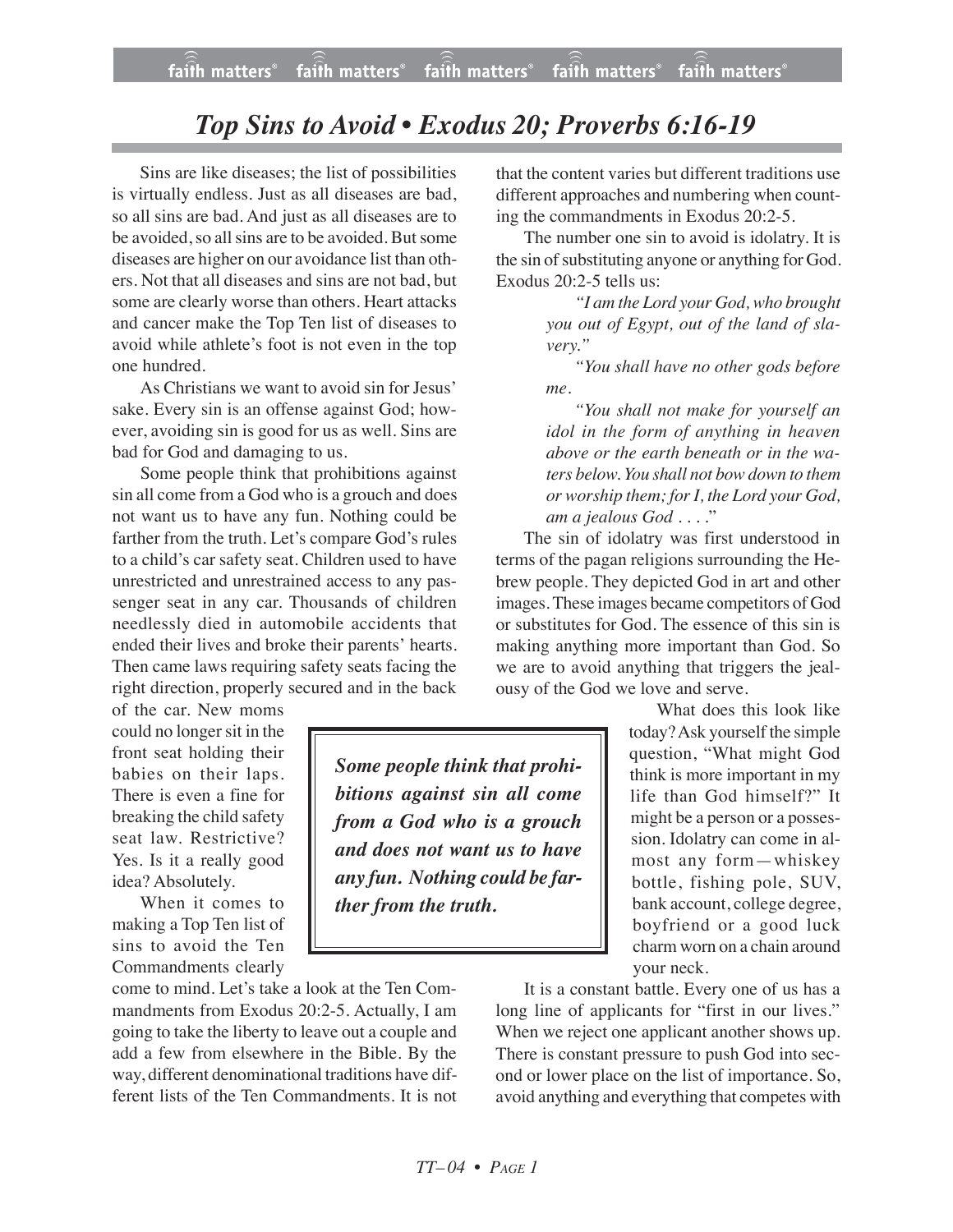# *Top Sins to Avoid • Exodus 20; Proverbs 6:16-19*

Sins are like diseases; the list of possibilities is virtually endless. Just as all diseases are bad, so all sins are bad. And just as all diseases are to be avoided, so all sins are to be avoided. But some diseases are higher on our avoidance list than others. Not that all diseases and sins are not bad, but some are clearly worse than others. Heart attacks and cancer make the Top Ten list of diseases to avoid while athlete's foot is not even in the top one hundred.

As Christians we want to avoid sin for Jesus' sake. Every sin is an offense against God; however, avoiding sin is good for us as well. Sins are bad for God and damaging to us.

Some people think that prohibitions against sin all come from a God who is a grouch and does not want us to have any fun. Nothing could be farther from the truth. Let's compare God's rules to a child's car safety seat. Children used to have unrestricted and unrestrained access to any passenger seat in any car. Thousands of children needlessly died in automobile accidents that ended their lives and broke their parents' hearts. Then came laws requiring safety seats facing the right direction, properly secured and in the back of the car. New moms could no longer sit in the front seat holding their babies on their laps. There is even a fine for breaking the child safety seat law. Restrictive? Yes. Is it a really good idea? Absolutely.

> ***Some people think that prohibitions against sin all come from a God who is a grouch and does not want us to have any fun. Nothing could be farther from the truth.***

When it comes to making a Top Ten list of sins to avoid the Ten Commandments clearly come to mind. Let's take a look at the Ten Commandments from Exodus 20:2-5. Actually, I am going to take the liberty to leave out a couple and add a few from elsewhere in the Bible. By the way, different denominational traditions have different lists of the Ten Commandments. It is not that the content varies but different traditions use different approaches and numbering when counting the commandments in Exodus 20:2-5.

The number one sin to avoid is idolatry. It is the sin of substituting anyone or anything for God. Exodus 20:2-5 tells us:

> *"I am the Lord your God, who brought you out of Egypt, out of the land of slavery."*
>
> *"You shall have no other gods before me.*
>
> *"You shall not make for yourself an idol in the form of anything in heaven above or the earth beneath or in the waters below. You shall not bow down to them or worship them; for I, the Lord your God, am a jealous God . . . .*"

The sin of idolatry was first understood in terms of the pagan religions surrounding the Hebrew people. They depicted God in art and other images. These images became competitors of God or substitutes for God. The essence of this sin is making anything more important than God. So we are to avoid anything that triggers the jealousy of the God we love and serve.

What does this look like today? Ask yourself the simple question, "What might God think is more important in my life than God himself?" It might be a person or a possession. Idolatry can come in almost any form—whiskey bottle, fishing pole, SUV, bank account, college degree, boyfriend or a good luck charm worn on a chain around your neck.

It is a constant battle. Every one of us has a long line of applicants for "first in our lives." When we reject one applicant another shows up. There is constant pressure to push God into second or lower place on the list of importance. So, avoid anything and everything that competes with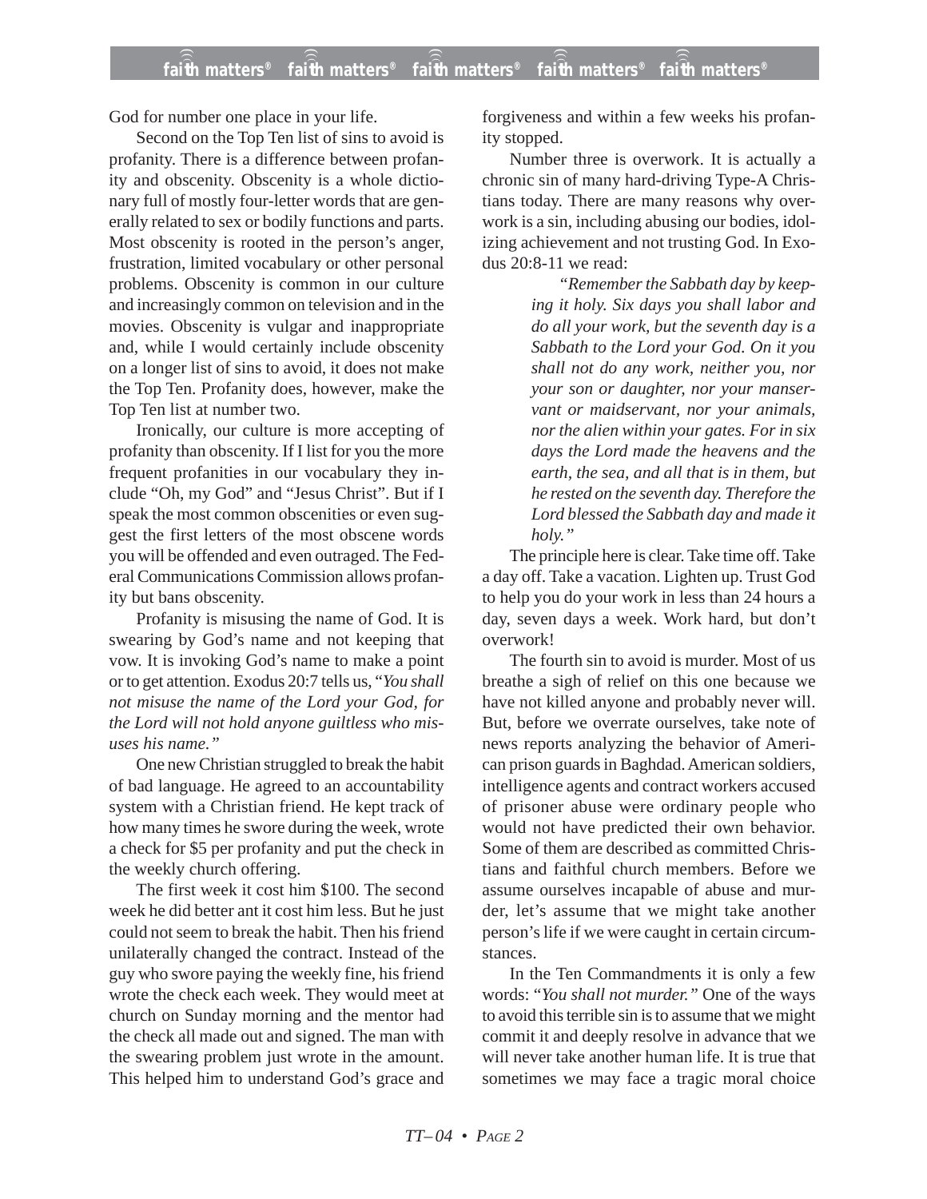God for number one place in your life.

Second on the Top Ten list of sins to avoid is profanity. There is a difference between profanity and obscenity. Obscenity is a whole dictionary full of mostly four-letter words that are generally related to sex or bodily functions and parts. Most obscenity is rooted in the person's anger, frustration, limited vocabulary or other personal problems. Obscenity is common in our culture and increasingly common on television and in the movies. Obscenity is vulgar and inappropriate and, while I would certainly include obscenity on a longer list of sins to avoid, it does not make the Top Ten. Profanity does, however, make the Top Ten list at number two.

Ironically, our culture is more accepting of profanity than obscenity. If I list for you the more frequent profanities in our vocabulary they include "Oh, my God" and "Jesus Christ". But if I speak the most common obscenities or even suggest the first letters of the most obscene words you will be offended and even outraged. The Federal Communications Commission allows profanity but bans obscenity.

Profanity is misusing the name of God. It is swearing by God's name and not keeping that vow. It is invoking God's name to make a point or to get attention. Exodus 20:7 tells us, "*You shall not misuse the name of the Lord your God, for the Lord will not hold anyone guiltless who misuses his name.*"

One new Christian struggled to break the habit of bad language. He agreed to an accountability system with a Christian friend. He kept track of how many times he swore during the week, wrote a check for $5 per profanity and put the check in the weekly church offering.

The first week it cost him $100. The second week he did better ant it cost him less. But he just could not seem to break the habit. Then his friend unilaterally changed the contract. Instead of the guy who swore paying the weekly fine, his friend wrote the check each week. They would meet at church on Sunday morning and the mentor had the check all made out and signed. The man with the swearing problem just wrote in the amount. This helped him to understand God's grace and forgiveness and within a few weeks his profanity stopped.

Number three is overwork. It is actually a chronic sin of many hard-driving Type-A Christians today. There are many reasons why overwork is a sin, including abusing our bodies, idolizing achievement and not trusting God. In Exodus 20:8-11 we read:

> "*Remember the Sabbath day by keeping it holy. Six days you shall labor and do all your work, but the seventh day is a Sabbath to the Lord your God. On it you shall not do any work, neither you, nor your son or daughter, nor your manservant or maidservant, nor your animals, nor the alien within your gates. For in six days the Lord made the heavens and the earth, the sea, and all that is in them, but he rested on the seventh day. Therefore the Lord blessed the Sabbath day and made it holy.*"

The principle here is clear. Take time off. Take a day off. Take a vacation. Lighten up. Trust God to help you do your work in less than 24 hours a day, seven days a week. Work hard, but don't overwork!

The fourth sin to avoid is murder. Most of us breathe a sigh of relief on this one because we have not killed anyone and probably never will. But, before we overrate ourselves, take note of news reports analyzing the behavior of American prison guards in Baghdad. American soldiers, intelligence agents and contract workers accused of prisoner abuse were ordinary people who would not have predicted their own behavior. Some of them are described as committed Christians and faithful church members. Before we assume ourselves incapable of abuse and murder, let's assume that we might take another person's life if we were caught in certain circumstances.

In the Ten Commandments it is only a few words: "*You shall not murder.*" One of the ways to avoid this terrible sin is to assume that we might commit it and deeply resolve in advance that we will never take another human life. It is true that sometimes we may face a tragic moral choice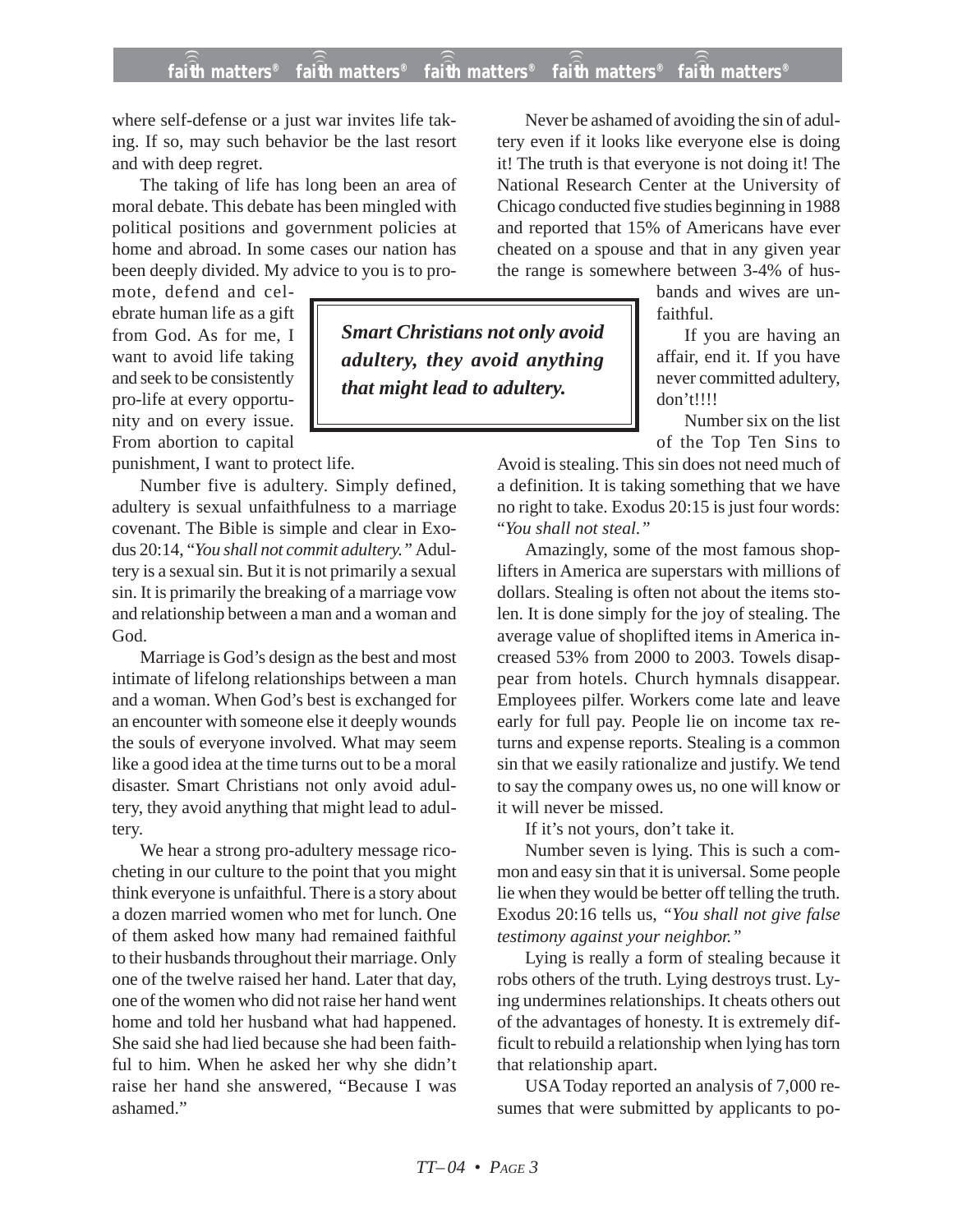where self-defense or a just war invites life taking. If so, may such behavior be the last resort and with deep regret.

The taking of life has long been an area of moral debate. This debate has been mingled with political positions and government policies at home and abroad. In some cases our nation has been deeply divided. My advice to you is to promote, defend and celebrate human life as a gift from God. As for me, I want to avoid life taking and seek to be consistently pro-life at every opportunity and on every issue. From abortion to capital punishment, I want to protect life.

Number five is adultery. Simply defined, adultery is sexual unfaithfulness to a marriage covenant. The Bible is simple and clear in Exodus 20:14, "*You shall not commit adultery.*" Adultery is a sexual sin. But it is not primarily a sexual sin. It is primarily the breaking of a marriage vow and relationship between a man and a woman and God.

Marriage is God's design as the best and most intimate of lifelong relationships between a man and a woman. When God's best is exchanged for an encounter with someone else it deeply wounds the souls of everyone involved. What may seem like a good idea at the time turns out to be a moral disaster. Smart Christians not only avoid adultery, they avoid anything that might lead to adultery.

> ***Smart Christians not only avoid adultery, they avoid anything that might lead to adultery.***

We hear a strong pro-adultery message ricocheting in our culture to the point that you might think everyone is unfaithful. There is a story about a dozen married women who met for lunch. One of them asked how many had remained faithful to their husbands throughout their marriage. Only one of the twelve raised her hand. Later that day, one of the women who did not raise her hand went home and told her husband what had happened. She said she had lied because she had been faithful to him. When he asked her why she didn't raise her hand she answered, "Because I was ashamed."

Never be ashamed of avoiding the sin of adultery even if it looks like everyone else is doing it! The truth is that everyone is not doing it! The National Research Center at the University of Chicago conducted five studies beginning in 1988 and reported that 15% of Americans have ever cheated on a spouse and that in any given year the range is somewhere between 3-4% of husbands and wives are unfaithful.

If you are having an affair, end it. If you have never committed adultery, don't!!!!

Number six on the list of the Top Ten Sins to Avoid is stealing. This sin does not need much of a definition. It is taking something that we have no right to take. Exodus 20:15 is just four words: "*You shall not steal.*"

Amazingly, some of the most famous shoplifters in America are superstars with millions of dollars. Stealing is often not about the items stolen. It is done simply for the joy of stealing. The average value of shoplifted items in America increased 53% from 2000 to 2003. Towels disappear from hotels. Church hymnals disappear. Employees pilfer. Workers come late and leave early for full pay. People lie on income tax returns and expense reports. Stealing is a common sin that we easily rationalize and justify. We tend to say the company owes us, no one will know or it will never be missed.

If it's not yours, don't take it.

Number seven is lying. This is such a common and easy sin that it is universal. Some people lie when they would be better off telling the truth. Exodus 20:16 tells us, *"You shall not give false testimony against your neighbor."*

Lying is really a form of stealing because it robs others of the truth. Lying destroys trust. Lying undermines relationships. It cheats others out of the advantages of honesty. It is extremely difficult to rebuild a relationship when lying has torn that relationship apart.

USA Today reported an analysis of 7,000 resumes that were submitted by applicants to po-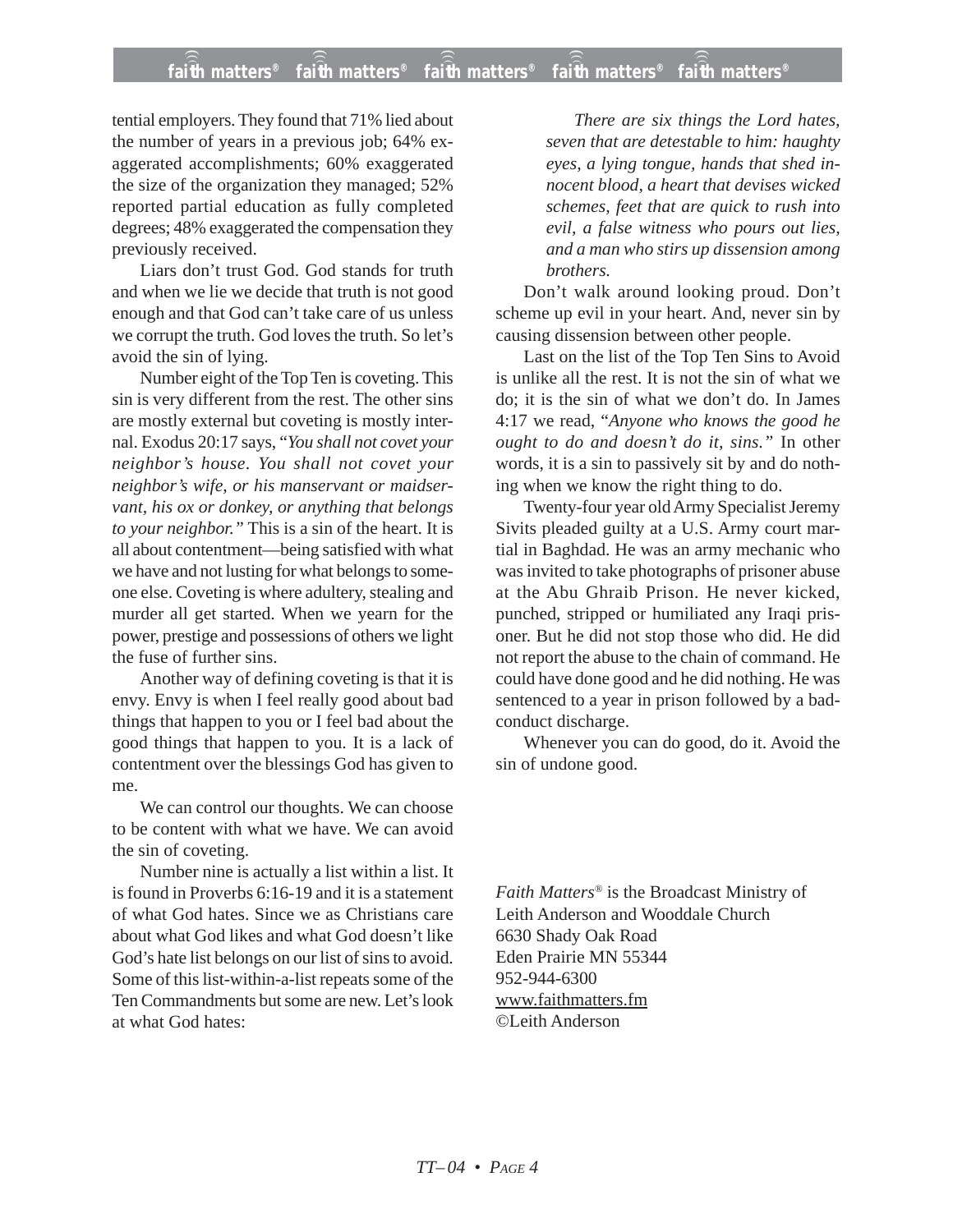tential employers. They found that 71% lied about the number of years in a previous job; 64% exaggerated accomplishments; 60% exaggerated the size of the organization they managed; 52% reported partial education as fully completed degrees; 48% exaggerated the compensation they previously received.

Liars don't trust God. God stands for truth and when we lie we decide that truth is not good enough and that God can't take care of us unless we corrupt the truth. God loves the truth. So let's avoid the sin of lying.

Number eight of the Top Ten is coveting. This sin is very different from the rest. The other sins are mostly external but coveting is mostly internal. Exodus 20:17 says, "*You shall not covet your neighbor's house. You shall not covet your neighbor's wife, or his manservant or maidservant, his ox or donkey, or anything that belongs to your neighbor.*" This is a sin of the heart. It is all about contentment—being satisfied with what we have and not lusting for what belongs to someone else. Coveting is where adultery, stealing and murder all get started. When we yearn for the power, prestige and possessions of others we light the fuse of further sins.

Another way of defining coveting is that it is envy. Envy is when I feel really good about bad things that happen to you or I feel bad about the good things that happen to you. It is a lack of contentment over the blessings God has given to me.

We can control our thoughts. We can choose to be content with what we have. We can avoid the sin of coveting.

Number nine is actually a list within a list. It is found in Proverbs 6:16-19 and it is a statement of what God hates. Since we as Christians care about what God likes and what God doesn't like God's hate list belongs on our list of sins to avoid. Some of this list-within-a-list repeats some of the Ten Commandments but some are new. Let's look at what God hates:

> *There are six things the Lord hates, seven that are detestable to him: haughty eyes, a lying tongue, hands that shed innocent blood, a heart that devises wicked schemes, feet that are quick to rush into evil, a false witness who pours out lies, and a man who stirs up dissension among brothers.*

Don't walk around looking proud. Don't scheme up evil in your heart. And, never sin by causing dissension between other people.

Last on the list of the Top Ten Sins to Avoid is unlike all the rest. It is not the sin of what we do; it is the sin of what we don't do. In James 4:17 we read, "*Anyone who knows the good he ought to do and doesn't do it, sins.*" In other words, it is a sin to passively sit by and do nothing when we know the right thing to do.

Twenty-four year old Army Specialist Jeremy Sivits pleaded guilty at a U.S. Army court martial in Baghdad. He was an army mechanic who was invited to take photographs of prisoner abuse at the Abu Ghraib Prison. He never kicked, punched, stripped or humiliated any Iraqi prisoner. But he did not stop those who did. He did not report the abuse to the chain of command. He could have done good and he did nothing. He was sentenced to a year in prison followed by a bad-conduct discharge.

Whenever you can do good, do it. Avoid the sin of undone good.

*Faith Matters®* is the Broadcast Ministry of
Leith Anderson and Wooddale Church
6630 Shady Oak Road
Eden Prairie MN 55344
952-944-6300
www.faithmatters.fm
©Leith Anderson